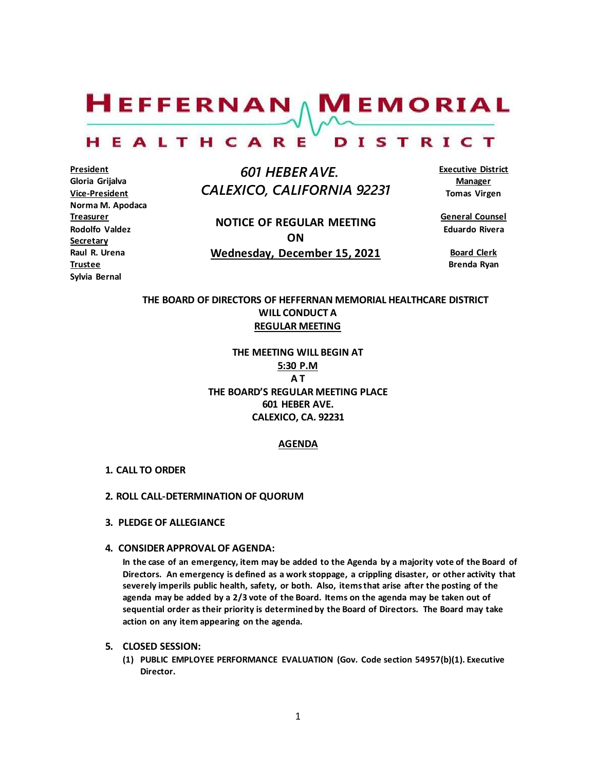# HEFFERNAN MEMORIAL HEALTHCARE DISTRICT

**President**
Gloria Grijalva
**Vice-President**
Norma M. Apodaca
**Treasurer**
Rodolfo Valdez
**Secretary**
Raul R. Urena
**Trustee**
Sylvia Bernal

*601 HEBER AVE.*
*CALEXICO, CALIFORNIA 92231*

**NOTICE OF REGULAR MEETING**
**ON**
**Wednesday, December 15, 2021**

**Executive District Manager**
Tomas Virgen

**General Counsel**
Eduardo Rivera

**Board Clerk**
Brenda Ryan

**THE BOARD OF DIRECTORS OF HEFFERNAN MEMORIAL HEALTHCARE DISTRICT WILL CONDUCT A REGULAR MEETING**

**THE MEETING WILL BEGIN AT**
**5:30 P.M**
**A T**
**THE BOARD'S REGULAR MEETING PLACE**
**601 HEBER AVE.**
**CALEXICO, CA. 92231**

## AGENDA

1. **CALL TO ORDER**

2. **ROLL CALL-DETERMINATION OF QUORUM**

3. **PLEDGE OF ALLEGIANCE**

4. **CONSIDER APPROVAL OF AGENDA:**
   **In the case of an emergency, item may be added to the Agenda by a majority vote of the Board of Directors. An emergency is defined as a work stoppage, a crippling disaster, or other activity that severely imperils public health, safety, or both. Also, items that arise after the posting of the agenda may be added by a 2/3 vote of the Board. Items on the agenda may be taken out of sequential order as their priority is determined by the Board of Directors. The Board may take action on any item appearing on the agenda.**

5. **CLOSED SESSION:**
   (1) **PUBLIC EMPLOYEE PERFORMANCE EVALUATION (Gov. Code section 54957(b)(1). Executive Director.**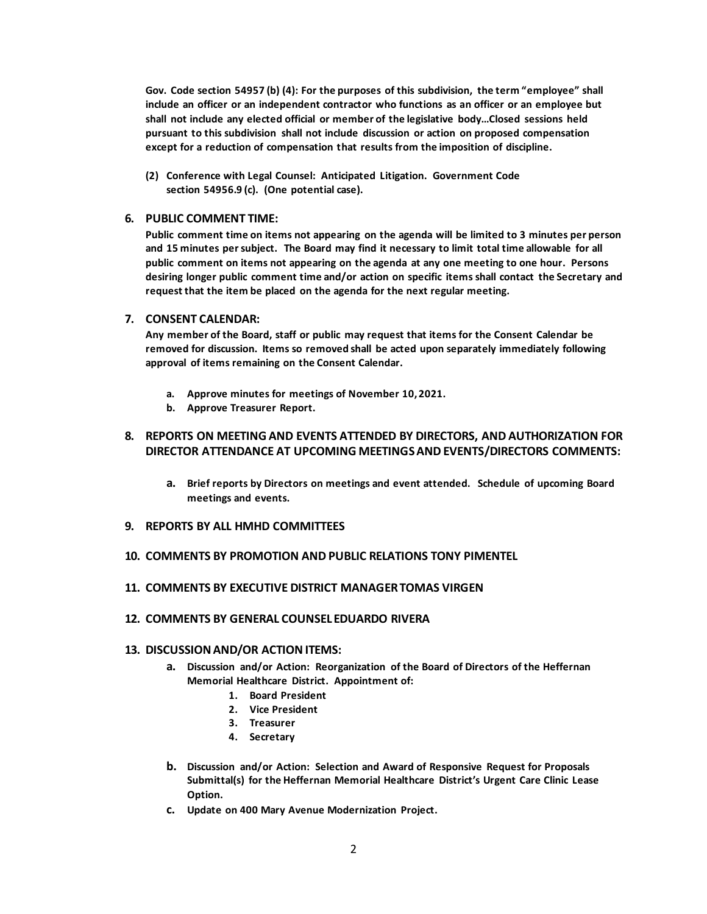**Gov. Code section 54957 (b) (4): For the purposes of this subdivision, the term "employee" shall include an officer or an independent contractor who functions as an officer or an employee but shall not include any elected official or member of the legislative body…Closed sessions held pursuant to this subdivision shall not include discussion or action on proposed compensation except for a reduction of compensation that results from the imposition of discipline.**

**(2) Conference with Legal Counsel: Anticipated Litigation. Government Code section 54956.9 (c). (One potential case).**

## 6. PUBLIC COMMENT TIME:

**Public comment time on items not appearing on the agenda will be limited to 3 minutes per person and 15 minutes per subject. The Board may find it necessary to limit total time allowable for all public comment on items not appearing on the agenda at any one meeting to one hour. Persons desiring longer public comment time and/or action on specific items shall contact the Secretary and request that the item be placed on the agenda for the next regular meeting.**

## 7. CONSENT CALENDAR:

**Any member of the Board, staff or public may request that items for the Consent Calendar be removed for discussion. Items so removed shall be acted upon separately immediately following approval of items remaining on the Consent Calendar.**

- **a. Approve minutes for meetings of November 10, 2021.**
- **b. Approve Treasurer Report.**

## 8. REPORTS ON MEETING AND EVENTS ATTENDED BY DIRECTORS, AND AUTHORIZATION FOR DIRECTOR ATTENDANCE AT UPCOMING MEETINGS AND EVENTS/DIRECTORS COMMENTS:

- **a. Brief reports by Directors on meetings and event attended. Schedule of upcoming Board meetings and events.**

## 9. REPORTS BY ALL HMHD COMMITTEES

## 10. COMMENTS BY PROMOTION AND PUBLIC RELATIONS TONY PIMENTEL

## 11. COMMENTS BY EXECUTIVE DISTRICT MANAGER TOMAS VIRGEN

## 12. COMMENTS BY GENERAL COUNSEL EDUARDO RIVERA

## 13. DISCUSSION AND/OR ACTION ITEMS:

- **a. Discussion and/or Action: Reorganization of the Board of Directors of the Heffernan Memorial Healthcare District. Appointment of:**
  1. **Board President**
  2. **Vice President**
  3. **Treasurer**
  4. **Secretary**
- **b. Discussion and/or Action: Selection and Award of Responsive Request for Proposals Submittal(s) for the Heffernan Memorial Healthcare District's Urgent Care Clinic Lease Option.**
- **c. Update on 400 Mary Avenue Modernization Project.**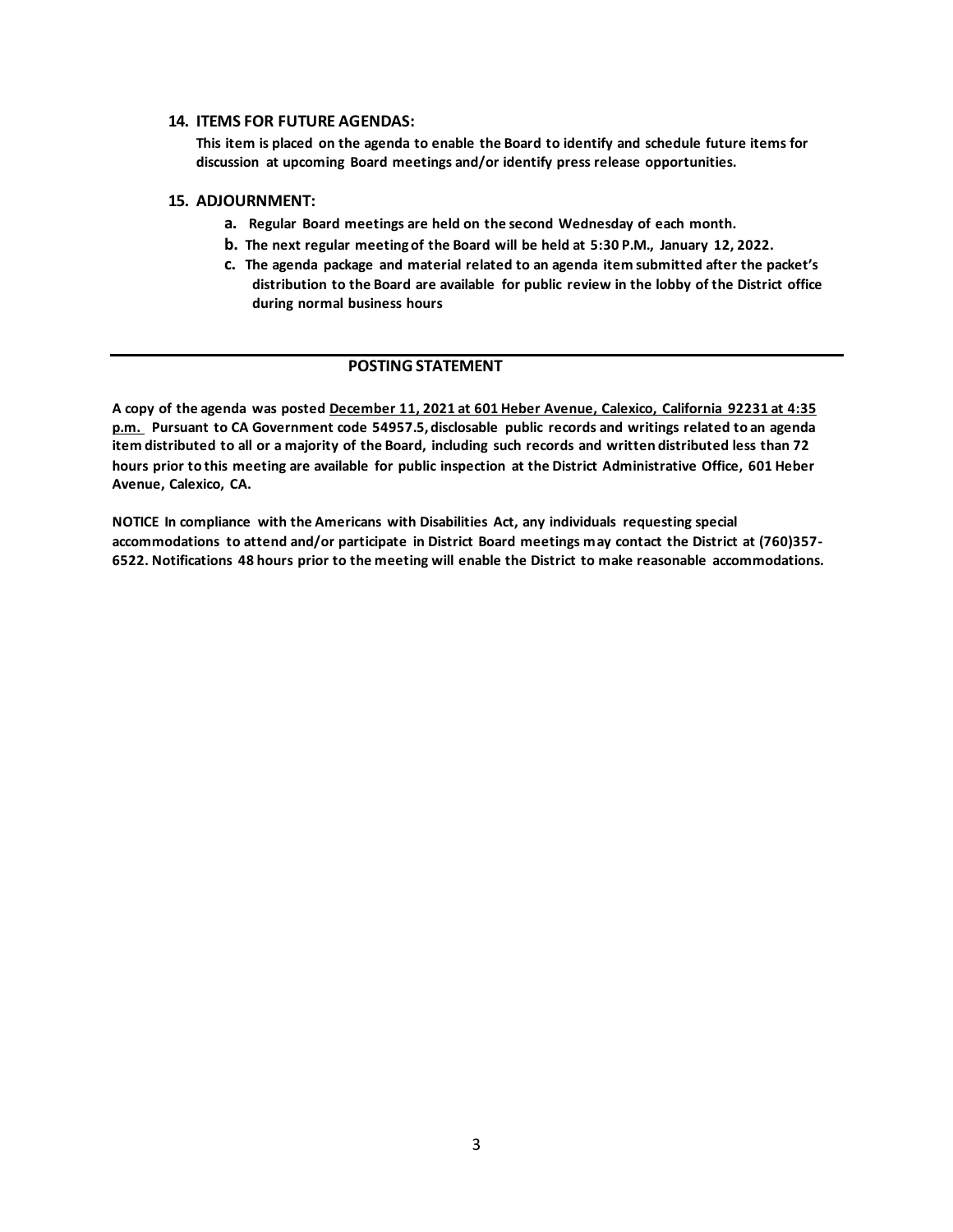## 14. ITEMS FOR FUTURE AGENDAS:

**This item is placed on the agenda to enable the Board to identify and schedule future items for discussion at upcoming Board meetings and/or identify press release opportunities.**

## 15. ADJOURNMENT:

- **a.** **Regular Board meetings are held on the second Wednesday of each month.**
- **b.** **The next regular meeting of the Board will be held at 5:30 P.M., January 12, 2022.**
- **c.** **The agenda package and material related to an agenda item submitted after the packet's distribution to the Board are available for public review in the lobby of the District office during normal business hours**

---

## POSTING STATEMENT

**A copy of the agenda was posted December 11, 2021 at 601 Heber Avenue, Calexico, California 92231 at 4:35 p.m. Pursuant to CA Government code 54957.5, disclosable public records and writings related to an agenda item distributed to all or a majority of the Board, including such records and written distributed less than 72 hours prior to this meeting are available for public inspection at the District Administrative Office, 601 Heber Avenue, Calexico, CA.**

**NOTICE In compliance with the Americans with Disabilities Act, any individuals requesting special accommodations to attend and/or participate in District Board meetings may contact the District at (760)357-6522. Notifications 48 hours prior to the meeting will enable the District to make reasonable accommodations.**